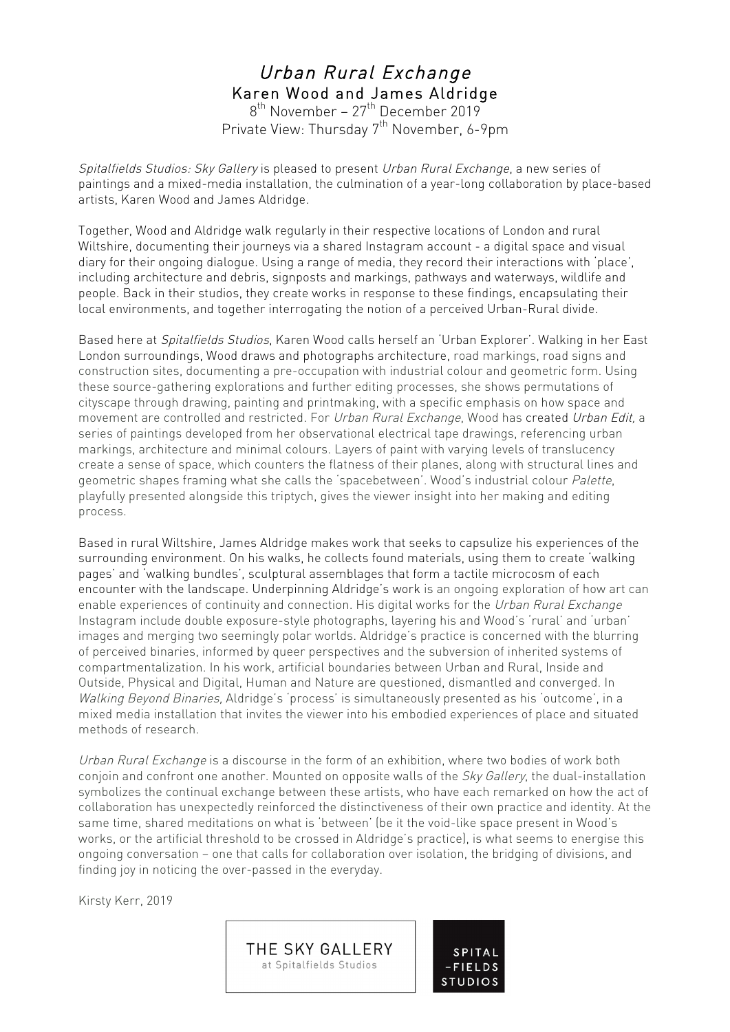# *Urban Rural Exchange*

## Karen Wood and James Aldridge

8th November – 27th December 2019

Private View: Thursday 7th November, 6-9pm

*Spitalfields Studios: Sky Gallery* is pleased to present *Urban Rural Exchange*, a new series of paintings and a mixed-media installation, the culmination of a year-long collaboration by place-based artists, Karen Wood and James Aldridge.

Together, Wood and Aldridge walk regularly in their respective locations of London and rural Wiltshire, documenting their journeys via a shared Instagram account - a digital space and visual diary for their ongoing dialogue. Using a range of media, they record their interactions with 'place', including architecture and debris, signposts and markings, pathways and waterways, wildlife and people. Back in their studios, they create works in response to these findings, encapsulating their local environments, and together interrogating the notion of a perceived Urban-Rural divide.

Based here at *Spitalfields Studios*, Karen Wood calls herself an 'Urban Explorer'. Walking in her East London surroundings, Wood draws and photographs architecture, road markings, road signs and construction sites, documenting a pre-occupation with industrial colour and geometric form. Using these source-gathering explorations and further editing processes, she shows permutations of cityscape through drawing, painting and printmaking, with a specific emphasis on how space and movement are controlled and restricted. For *Urban Rural Exchange*, Wood has created *Urban Edit*, a series of paintings developed from her observational electrical tape drawings, referencing urban markings, architecture and minimal colours. Layers of paint with varying levels of translucency create a sense of space, which counters the flatness of their planes, along with structural lines and geometric shapes framing what she calls the 'spacebetween'. Wood's industrial colour *Palette*, playfully presented alongside this triptych, gives the viewer insight into her making and editing process.

Based in rural Wiltshire, James Aldridge makes work that seeks to capsulize his experiences of the surrounding environment. On his walks, he collects found materials, using them to create 'walking pages' and 'walking bundles', sculptural assemblages that form a tactile microcosm of each encounter with the landscape. Underpinning Aldridge's work is an ongoing exploration of how art can enable experiences of continuity and connection. His digital works for the *Urban Rural Exchange* Instagram include double exposure-style photographs, layering his and Wood's 'rural' and 'urban' images and merging two seemingly polar worlds. Aldridge's practice is concerned with the blurring of perceived binaries, informed by queer perspectives and the subversion of inherited systems of compartmentalization. In his work, artificial boundaries between Urban and Rural, Inside and Outside, Physical and Digital, Human and Nature are questioned, dismantled and converged. In *Walking Beyond Binaries*, Aldridge's 'process' is simultaneously presented as his 'outcome', in a mixed media installation that invites the viewer into his embodied experiences of place and situated methods of research.

*Urban Rural Exchange* is a discourse in the form of an exhibition, where two bodies of work both conjoin and confront one another. Mounted on opposite walls of the *Sky Gallery*, the dual-installation symbolizes the continual exchange between these artists, who have each remarked on how the act of collaboration has unexpectedly reinforced the distinctiveness of their own practice and identity. At the same time, shared meditations on what is 'between' (be it the void-like space present in Wood's works, or the artificial threshold to be crossed in Aldridge's practice), is what seems to energise this ongoing conversation – one that calls for collaboration over isolation, the bridging of divisions, and finding joy in noticing the over-passed in the everyday.

Kirsty Kerr, 2019

THE SKY GALLERY at Spitalfields Studios

SPITAL -FIELDS STUDIOS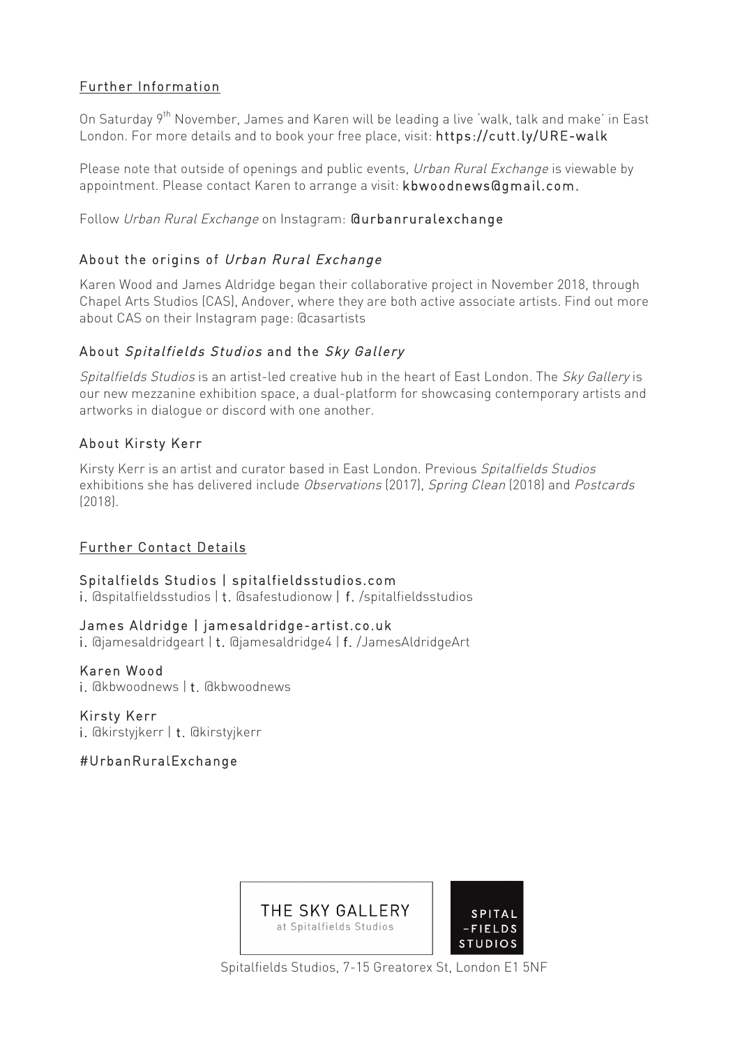## Further Information

On Saturday 9th November, James and Karen will be leading a live 'walk, talk and make' in East London. For more details and to book your free place, visit: **https://cutt.ly/URE-walk**

Please note that outside of openings and public events, *Urban Rural Exchange* is viewable by appointment. Please contact Karen to arrange a visit: **kbwoodnews@gmail.com.**

Follow *Urban Rural Exchange* on Instagram: **@urbanruralexchange**

### About the origins of *Urban Rural Exchange*

Karen Wood and James Aldridge began their collaborative project in November 2018, through Chapel Arts Studios (CAS), Andover, where they are both active associate artists. Find out more about CAS on their Instagram page: @casartists

### About *Spitalfields Studios* and the *Sky Gallery*

*Spitalfields Studios* is an artist-led creative hub in the heart of East London. The *Sky Gallery* is our new mezzanine exhibition space, a dual-platform for showcasing contemporary artists and artworks in dialogue or discord with one another.

### About Kirsty Kerr

Kirsty Kerr is an artist and curator based in East London. Previous *Spitalfields Studios* exhibitions she has delivered include *Observations* (2017), *Spring Clean* (2018) and *Postcards* (2018).

## Further Contact Details

**Spitalfields Studios | spitalfieldsstudios.com**
**i.** @spitalfieldsstudios | **t.** @safestudionow | **f.** /spitalfieldsstudios

**James Aldridge | jamesaldridge-artist.co.uk**
**i.** @jamesaldridgeart | **t.** @jamesaldridge4 | **f.** /JamesAldridgeArt

**Karen Wood**
**i.** @kbwoodnews | **t.** @kbwoodnews

**Kirsty Kerr**
**i.** @kirstyjkerr | **t.** @kirstyjkerr

**#UrbanRuralExchange**

THE SKY GALLERY
at Spitalfields Studios

SPITAL
-FIELDS
STUDIOS

Spitalfields Studios, 7-15 Greatorex St, London E1 5NF